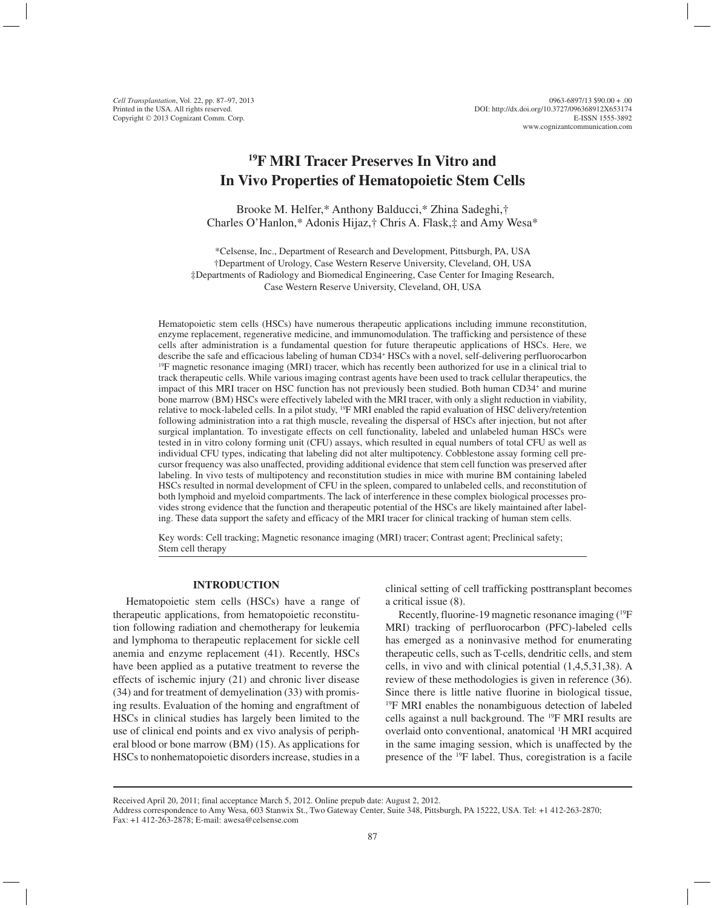# $^{19}$F MRI Tracer Preserves In Vitro and In Vivo Properties of Hematopoietic Stem Cells

Brooke M. Helfer,* Anthony Balducci,* Zhina Sadeghi,† Charles O'Hanlon,* Adonis Hijaz,† Chris A. Flask,‡ and Amy Wesa*

*Celsense, Inc., Department of Research and Development, Pittsburgh, PA, USA
†Department of Urology, Case Western Reserve University, Cleveland, OH, USA
‡Departments of Radiology and Biomedical Engineering, Case Center for Imaging Research, Case Western Reserve University, Cleveland, OH, USA

Hematopoietic stem cells (HSCs) have numerous therapeutic applications including immune reconstitution, enzyme replacement, regenerative medicine, and immunomodulation. The trafficking and persistence of these cells after administration is a fundamental question for future therapeutic applications of HSCs. Here, we describe the safe and efficacious labeling of human CD34$^+$ HSCs with a novel, self-delivering perfluorocarbon $^{19}$F magnetic resonance imaging (MRI) tracer, which has recently been authorized for use in a clinical trial to track therapeutic cells. While various imaging contrast agents have been used to track cellular therapeutics, the impact of this MRI tracer on HSC function has not previously been studied. Both human CD34$^+$ and murine bone marrow (BM) HSCs were effectively labeled with the MRI tracer, with only a slight reduction in viability, relative to mock-labeled cells. In a pilot study, $^{19}$F MRI enabled the rapid evaluation of HSC delivery/retention following administration into a rat thigh muscle, revealing the dispersal of HSCs after injection, but not after surgical implantation. To investigate effects on cell functionality, labeled and unlabeled human HSCs were tested in in vitro colony forming unit (CFU) assays, which resulted in equal numbers of total CFU as well as individual CFU types, indicating that labeling did not alter multipotency. Cobblestone assay forming cell precursor frequency was also unaffected, providing additional evidence that stem cell function was preserved after labeling. In vivo tests of multipotency and reconstitution studies in mice with murine BM containing labeled HSCs resulted in normal development of CFU in the spleen, compared to unlabeled cells, and reconstitution of both lymphoid and myeloid compartments. The lack of interference in these complex biological processes provides strong evidence that the function and therapeutic potential of the HSCs are likely maintained after labeling. These data support the safety and efficacy of the MRI tracer for clinical tracking of human stem cells.

Key words: Cell tracking; Magnetic resonance imaging (MRI) tracer; Contrast agent; Preclinical safety; Stem cell therapy

## INTRODUCTION

Hematopoietic stem cells (HSCs) have a range of therapeutic applications, from hematopoietic reconstitution following radiation and chemotherapy for leukemia and lymphoma to therapeutic replacement for sickle cell anemia and enzyme replacement (41). Recently, HSCs have been applied as a putative treatment to reverse the effects of ischemic injury (21) and chronic liver disease (34) and for treatment of demyelination (33) with promising results. Evaluation of the homing and engraftment of HSCs in clinical studies has largely been limited to the use of clinical end points and ex vivo analysis of peripheral blood or bone marrow (BM) (15). As applications for HSCs to nonhematopoietic disorders increase, studies in a clinical setting of cell trafficking posttransplant becomes a critical issue (8).

Recently, fluorine-19 magnetic resonance imaging ($^{19}$F MRI) tracking of perfluorocarbon (PFC)-labeled cells has emerged as a noninvasive method for enumerating therapeutic cells, such as T-cells, dendritic cells, and stem cells, in vivo and with clinical potential (1,4,5,31,38). A review of these methodologies is given in reference (36). Since there is little native fluorine in biological tissue, $^{19}$F MRI enables the nonambiguous detection of labeled cells against a null background. The $^{19}$F MRI results are overlaid onto conventional, anatomical $^1$H MRI acquired in the same imaging session, which is unaffected by the presence of the $^{19}$F label. Thus, coregistration is a facile

---

Received April 20, 2011; final acceptance March 5, 2012. Online prepub date: August 2, 2012.
Address correspondence to Amy Wesa, 603 Stanwix St., Two Gateway Center, Suite 348, Pittsburgh, PA 15222, USA. Tel: +1 412-263-2870; Fax: +1 412-263-2878; E-mail: awesa@celsense.com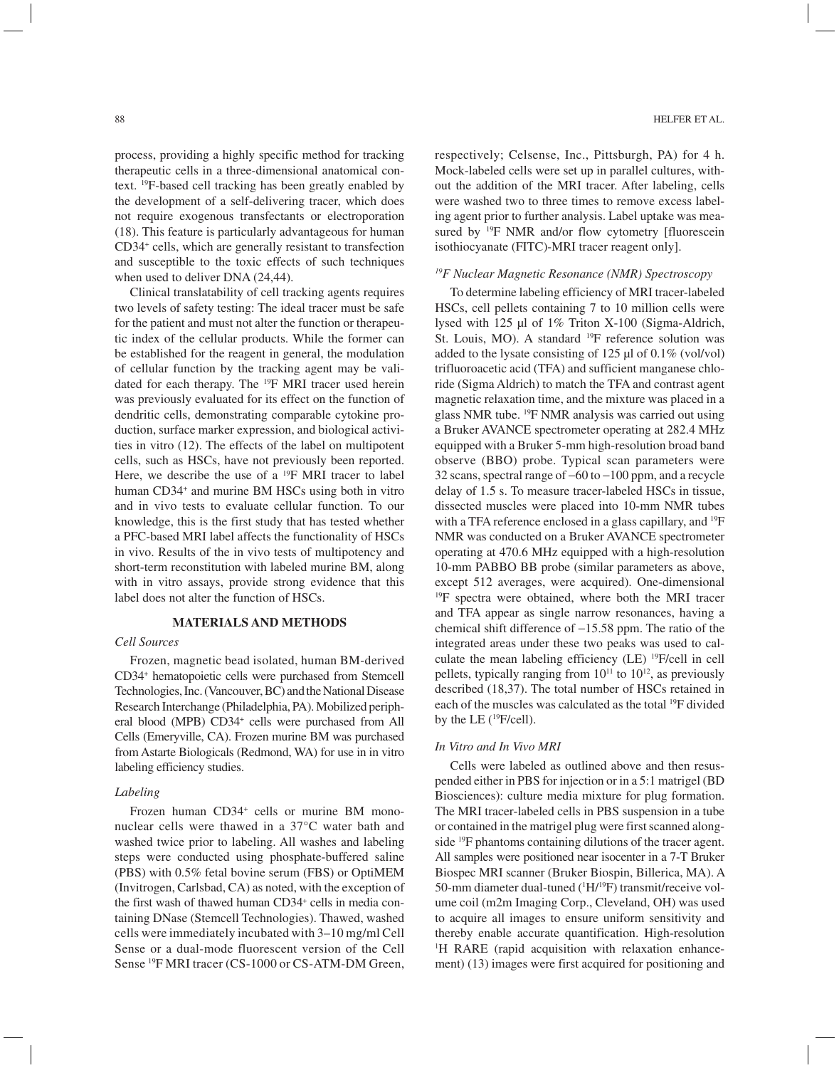process, providing a highly specific method for tracking therapeutic cells in a three-dimensional anatomical context. $^{19}$F-based cell tracking has been greatly enabled by the development of a self-delivering tracer, which does not require exogenous transfectants or electroporation (18). This feature is particularly advantageous for human CD34$^+$ cells, which are generally resistant to transfection and susceptible to the toxic effects of such techniques when used to deliver DNA (24,44).

Clinical translatability of cell tracking agents requires two levels of safety testing: The ideal tracer must be safe for the patient and must not alter the function or therapeutic index of the cellular products. While the former can be established for the reagent in general, the modulation of cellular function by the tracking agent may be validated for each therapy. The $^{19}$F MRI tracer used herein was previously evaluated for its effect on the function of dendritic cells, demonstrating comparable cytokine production, surface marker expression, and biological activities in vitro (12). The effects of the label on multipotent cells, such as HSCs, have not previously been reported. Here, we describe the use of a $^{19}$F MRI tracer to label human CD34$^+$ and murine BM HSCs using both in vitro and in vivo tests to evaluate cellular function. To our knowledge, this is the first study that has tested whether a PFC-based MRI label affects the functionality of HSCs in vivo. Results of the in vivo tests of multipotency and short-term reconstitution with labeled murine BM, along with in vitro assays, provide strong evidence that this label does not alter the function of HSCs.

## MATERIALS AND METHODS

### *Cell Sources*

Frozen, magnetic bead isolated, human BM-derived CD34$^+$ hematopoietic cells were purchased from Stemcell Technologies, Inc. (Vancouver, BC) and the National Disease Research Interchange (Philadelphia, PA). Mobilized peripheral blood (MPB) CD34$^+$ cells were purchased from All Cells (Emeryville, CA). Frozen murine BM was purchased from Astarte Biologicals (Redmond, WA) for use in in vitro labeling efficiency studies.

### *Labeling*

Frozen human CD34$^+$ cells or murine BM mononuclear cells were thawed in a 37°C water bath and washed twice prior to labeling. All washes and labeling steps were conducted using phosphate-buffered saline (PBS) with 0.5% fetal bovine serum (FBS) or OptiMEM (Invitrogen, Carlsbad, CA) as noted, with the exception of the first wash of thawed human CD34$^+$ cells in media containing DNase (Stemcell Technologies). Thawed, washed cells were immediately incubated with 3–10 mg/ml Cell Sense or a dual-mode fluorescent version of the Cell Sense $^{19}$F MRI tracer (CS-1000 or CS-ATM-DM Green, respectively; Celsense, Inc., Pittsburgh, PA) for 4 h. Mock-labeled cells were set up in parallel cultures, without the addition of the MRI tracer. After labeling, cells were washed two to three times to remove excess labeling agent prior to further analysis. Label uptake was measured by $^{19}$F NMR and/or flow cytometry [fluorescein isothiocyanate (FITC)-MRI tracer reagent only].

### *$^{19}$F Nuclear Magnetic Resonance (NMR) Spectroscopy*

To determine labeling efficiency of MRI tracer-labeled HSCs, cell pellets containing 7 to 10 million cells were lysed with 125 µl of 1% Triton X-100 (Sigma-Aldrich, St. Louis, MO). A standard $^{19}$F reference solution was added to the lysate consisting of 125 µl of 0.1% (vol/vol) trifluoroacetic acid (TFA) and sufficient manganese chloride (Sigma Aldrich) to match the TFA and contrast agent magnetic relaxation time, and the mixture was placed in a glass NMR tube. $^{19}$F NMR analysis was carried out using a Bruker AVANCE spectrometer operating at 282.4 MHz equipped with a Bruker 5-mm high-resolution broad band observe (BBO) probe. Typical scan parameters were 32 scans, spectral range of −60 to −100 ppm, and a recycle delay of 1.5 s. To measure tracer-labeled HSCs in tissue, dissected muscles were placed into 10-mm NMR tubes with a TFA reference enclosed in a glass capillary, and $^{19}$F NMR was conducted on a Bruker AVANCE spectrometer operating at 470.6 MHz equipped with a high-resolution 10-mm PABBO BB probe (similar parameters as above, except 512 averages, were acquired). One-dimensional $^{19}$F spectra were obtained, where both the MRI tracer and TFA appear as single narrow resonances, having a chemical shift difference of −15.58 ppm. The ratio of the integrated areas under these two peaks was used to calculate the mean labeling efficiency (LE) $^{19}$F/cell in cell pellets, typically ranging from $10^{11}$ to $10^{12}$, as previously described (18,37). The total number of HSCs retained in each of the muscles was calculated as the total $^{19}$F divided by the LE ($^{19}$F/cell).

### *In Vitro and In Vivo MRI*

Cells were labeled as outlined above and then resuspended either in PBS for injection or in a 5:1 matrigel (BD Biosciences): culture media mixture for plug formation. The MRI tracer-labeled cells in PBS suspension in a tube or contained in the matrigel plug were first scanned alongside $^{19}$F phantoms containing dilutions of the tracer agent. All samples were positioned near isocenter in a 7-T Bruker Biospec MRI scanner (Bruker Biospin, Billerica, MA). A 50-mm diameter dual-tuned ($^1$H/$^{19}$F) transmit/receive volume coil (m2m Imaging Corp., Cleveland, OH) was used to acquire all images to ensure uniform sensitivity and thereby enable accurate quantification. High-resolution $^1$H RARE (rapid acquisition with relaxation enhancement) (13) images were first acquired for positioning and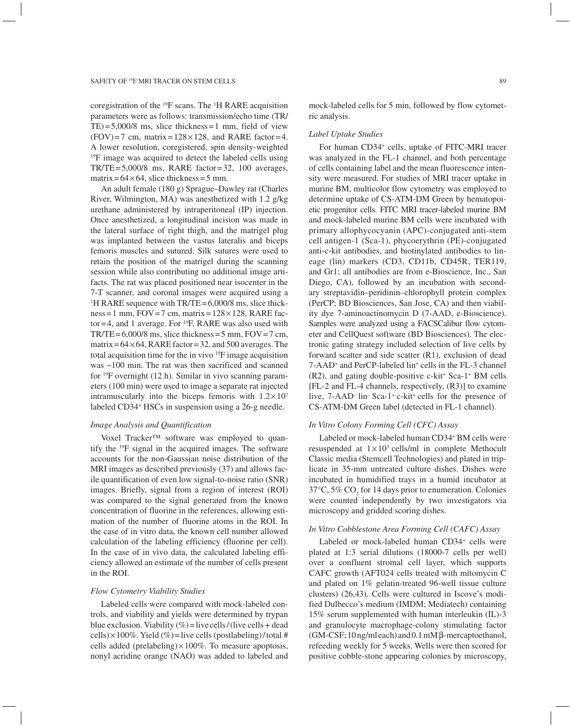coregistration of the $^{19}$F scans. The $^{1}$H RARE acquisition parameters were as follows: transmission/echo time (TR/TE) = 5,000/8 ms, slice thickness = 1 mm, field of view (FOV) = 7 cm, matrix = 128 × 128, and RARE factor = 4. A lower resolution, coregistered, spin density-weighted $^{19}$F image was acquired to detect the labeled cells using TR/TE = 5,000/8 ms, RARE factor = 32, 100 averages, matrix = 64 × 64, slice thickness = 5 mm.

An adult female (180 g) Sprague–Dawley rat (Charles River, Wilmington, MA) was anesthetized with 1.2 g/kg urethane administered by intraperitoneal (IP) injection. Once anesthetized, a longitudinal incision was made in the lateral surface of right thigh, and the matrigel plug was implanted between the vastus lateralis and biceps femoris muscles and sutured. Silk sutures were used to retain the position of the matrigel during the scanning session while also contributing no additional image artifacts. The rat was placed positioned near isocenter in the 7-T scanner, and coronal images were acquired using a $^{1}$H RARE sequence with TR/TE = 6,000/8 ms, slice thickness = 1 mm, FOV = 7 cm, matrix = 128 × 128, RARE factor = 4, and 1 average. For $^{19}$F, RARE was also used with TR/TE = 6,000/8 ms, slice thickness = 5 mm, FOV = 7 cm, matrix = 64 × 64, RARE factor = 32, and 500 averages. The total acquisition time for the in vivo $^{19}$F image acquisition was ~100 min. The rat was then sacrificed and scanned for $^{19}$F overnight (12 h). Similar in vivo scanning parameters (100 min) were used to image a separate rat injected intramuscularly into the biceps femoris with $1.2 \times 10^7$ labeled CD34$^+$ HSCs in suspension using a 26-g needle.

### *Image Analysis and Quantification*

Voxel Tracker™ software was employed to quantify the $^{19}$F signal in the acquired images. The software accounts for the non-Gaussian noise distribution of the MRI images as described previously (37) and allows facile quantification of even low signal-to-noise ratio (SNR) images. Briefly, signal from a region of interest (ROI) was compared to the signal generated from the known concentration of fluorine in the references, allowing estimation of the number of fluorine atoms in the ROI. In the case of in vitro data, the known cell number allowed calculation of the labeling efficiency (fluorine per cell). In the case of in vivo data, the calculated labeling efficiency allowed an estimate of the number of cells present in the ROI.

### *Flow Cytometry Viability Studies*

Labeled cells were compared with mock-labeled controls, and viability and yields were determined by trypan blue exclusion. Viability (%) = live cells / (live cells + dead cells) × 100%. Yield (%) = live cells (postlabeling) / total # cells added (prelabeling) × 100%. To measure apoptosis, nonyl acridine orange (NAO) was added to labeled and mock-labeled cells for 5 min, followed by flow cytometric analysis.

### *Label Uptake Studies*

For human CD34$^+$ cells, uptake of FITC-MRI tracer was analyzed in the FL-1 channel, and both percentage of cells containing label and the mean fluorescence intensity were measured. For studies of MRI tracer uptake in murine BM, multicolor flow cytometry was employed to determine uptake of CS-ATM-DM Green by hematopoietic progenitor cells. FITC MRI tracer-labeled murine BM and mock-labeled murine BM cells were incubated with primary allophycocyanin (APC)-conjugated anti-stem cell antigen-1 (Sca-1), phycoerythrin (PE)-conjugated anti-c-kit antibodies, and biotinylated antibodies to lineage (lin) markers (CD3, CD11b, CD45R, TER119, and Gr1; all antibodies are from e-Bioscience, Inc., San Diego, CA), followed by an incubation with secondary streptavidin–peridinin–chlorophyll protein complex (PerCP; BD Biosciences, San Jose, CA) and then viability dye 7-aminoactinomycin D (7-AAD, e-Bioscience). Samples were analyzed using a FACSCalibur flow cytometer and CellQuest software (BD Biosciences). The electronic gating strategy included selection of live cells by forward scatter and side scatter (R1), exclusion of dead 7-AAD$^+$ and PerCP-labeled lin$^+$ cells in the FL-3 channel (R2), and gating double-positive c-kit$^+$ Sca-1$^+$ BM cells [FL-2 and FL-4 channels, respectively, (R3)] to examine live, 7-AAD$^-$ lin$^-$ Sca-1$^+$ c-kit$^+$ cells for the presence of CS-ATM-DM Green label (detected in FL-1 channel).

### *In Vitro Colony Forming Cell (CFC) Assay*

Labeled or mock-labeled human CD34$^+$ BM cells were resuspended at $1 \times 10^3$ cells/ml in complete Methocult Classic media (Stemcell Technologies) and plated in triplicate in 35-mm untreated culture dishes. Dishes were incubated in humidified trays in a humid incubator at 37°C, 5% $CO_2$ for 14 days prior to enumeration. Colonies were counted independently by two investigators via microscopy and gridded scoring dishes.

### *In Vitro Cobblestone Area Forming Cell (CAFC) Assay*

Labeled or mock-labeled human CD34$^+$ cells were plated at 1:3 serial dilutions (18000-7 cells per well) over a confluent stromal cell layer, which supports CAFC growth (AFT024 cells treated with mitomycin C and plated on 1% gelatin-treated 96-well tissue culture clusters) (26,43). Cells were cultured in Iscove's modified Dulbecco's medium (IMDM; Mediatech) containing 15% serum supplemented with human interleukin (IL)-3 and granulocyte macrophage-colony stimulating factor (GM-CSF; 10 ng/ml each) and 0.1 mM β-mercaptoethanol, refeeding weekly for 5 weeks. Wells were then scored for positive cobble-stone appearing colonies by microscopy,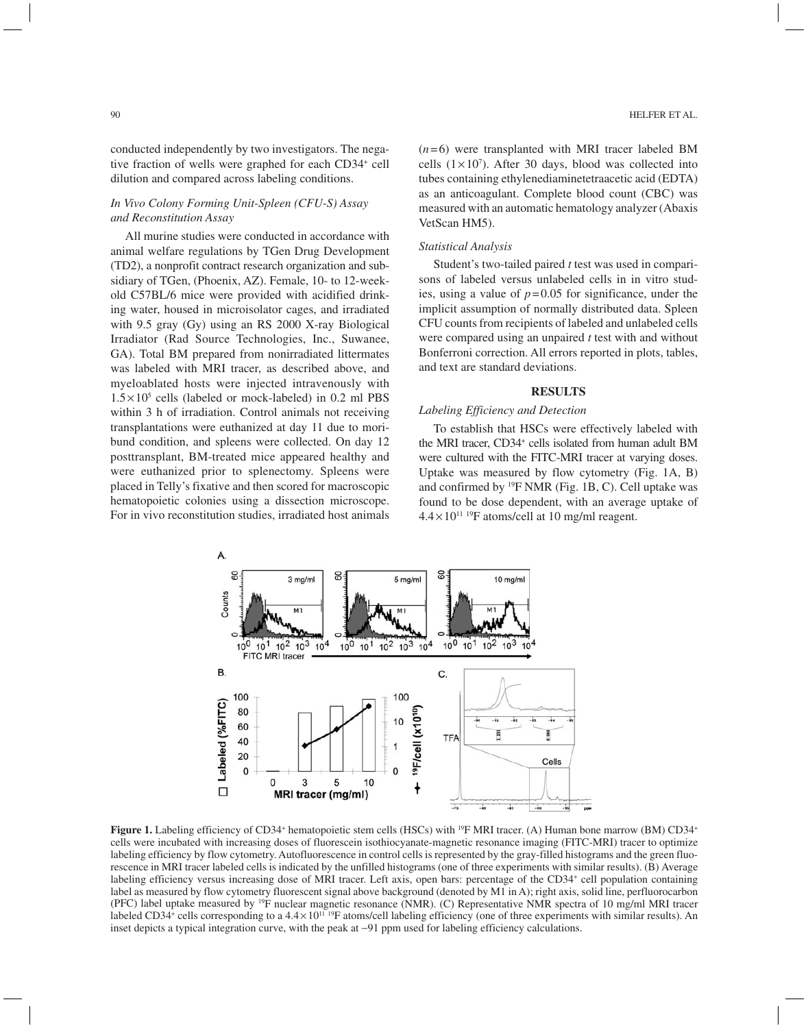conducted independently by two investigators. The negative fraction of wells were graphed for each CD34+ cell dilution and compared across labeling conditions.

### *In Vivo Colony Forming Unit-Spleen (CFU-S) Assay and Reconstitution Assay*

All murine studies were conducted in accordance with animal welfare regulations by TGen Drug Development (TD2), a nonprofit contract research organization and subsidiary of TGen, (Phoenix, AZ). Female, 10- to 12-week-old C57BL/6 mice were provided with acidified drinking water, housed in microisolator cages, and irradiated with 9.5 gray (Gy) using an RS 2000 X-ray Biological Irradiator (Rad Source Technologies, Inc., Suwanee, GA). Total BM prepared from nonirradiated littermates was labeled with MRI tracer, as described above, and myeloablated hosts were injected intravenously with $1.5\times10^5$ cells (labeled or mock-labeled) in 0.2 ml PBS within 3 h of irradiation. Control animals not receiving transplantations were euthanized at day 11 due to moribund condition, and spleens were collected. On day 12 posttransplant, BM-treated mice appeared healthy and were euthanized prior to splenectomy. Spleens were placed in Telly's fixative and then scored for macroscopic hematopoietic colonies using a dissection microscope. For in vivo reconstitution studies, irradiated host animals ($n=6$) were transplanted with MRI tracer labeled BM cells ($1\times10^7$). After 30 days, blood was collected into tubes containing ethylenediaminetetraacetic acid (EDTA) as an anticoagulant. Complete blood count (CBC) was measured with an automatic hematology analyzer (Abaxis VetScan HM5).

### *Statistical Analysis*

Student's two-tailed paired $t$ test was used in comparisons of labeled versus unlabeled cells in in vitro studies, using a value of $p=0.05$ for significance, under the implicit assumption of normally distributed data. Spleen CFU counts from recipients of labeled and unlabeled cells were compared using an unpaired $t$ test with and without Bonferroni correction. All errors reported in plots, tables, and text are standard deviations.

## RESULTS

### *Labeling Efficiency and Detection*

To establish that HSCs were effectively labeled with the MRI tracer, CD34+ cells isolated from human adult BM were cultured with the FITC-MRI tracer at varying doses. Uptake was measured by flow cytometry (Fig. 1A, B) and confirmed by $^{19}$F NMR (Fig. 1B, C). Cell uptake was found to be dose dependent, with an average uptake of $4.4\times10^{11}$ $^{19}$F atoms/cell at 10 mg/ml reagent.

**Figure 1.** Labeling efficiency of CD34+ hematopoietic stem cells (HSCs) with $^{19}$F MRI tracer. (A) Human bone marrow (BM) CD34+ cells were incubated with increasing doses of fluorescein isothiocyanate-magnetic resonance imaging (FITC-MRI) tracer to optimize labeling efficiency by flow cytometry. Autofluorescence in control cells is represented by the gray-filled histograms and the green fluorescence in MRI tracer labeled cells is indicated by the unfilled histograms (one of three experiments with similar results). (B) Average labeling efficiency versus increasing dose of MRI tracer. Left axis, open bars: percentage of the CD34+ cell population containing label as measured by flow cytometry fluorescent signal above background (denoted by M1 in A); right axis, solid line, perfluorocarbon (PFC) label uptake measured by $^{19}$F nuclear magnetic resonance (NMR). (C) Representative NMR spectra of 10 mg/ml MRI tracer labeled CD34+ cells corresponding to a $4.4\times10^{11}$ $^{19}$F atoms/cell labeling efficiency (one of three experiments with similar results). An inset depicts a typical integration curve, with the peak at −91 ppm used for labeling efficiency calculations.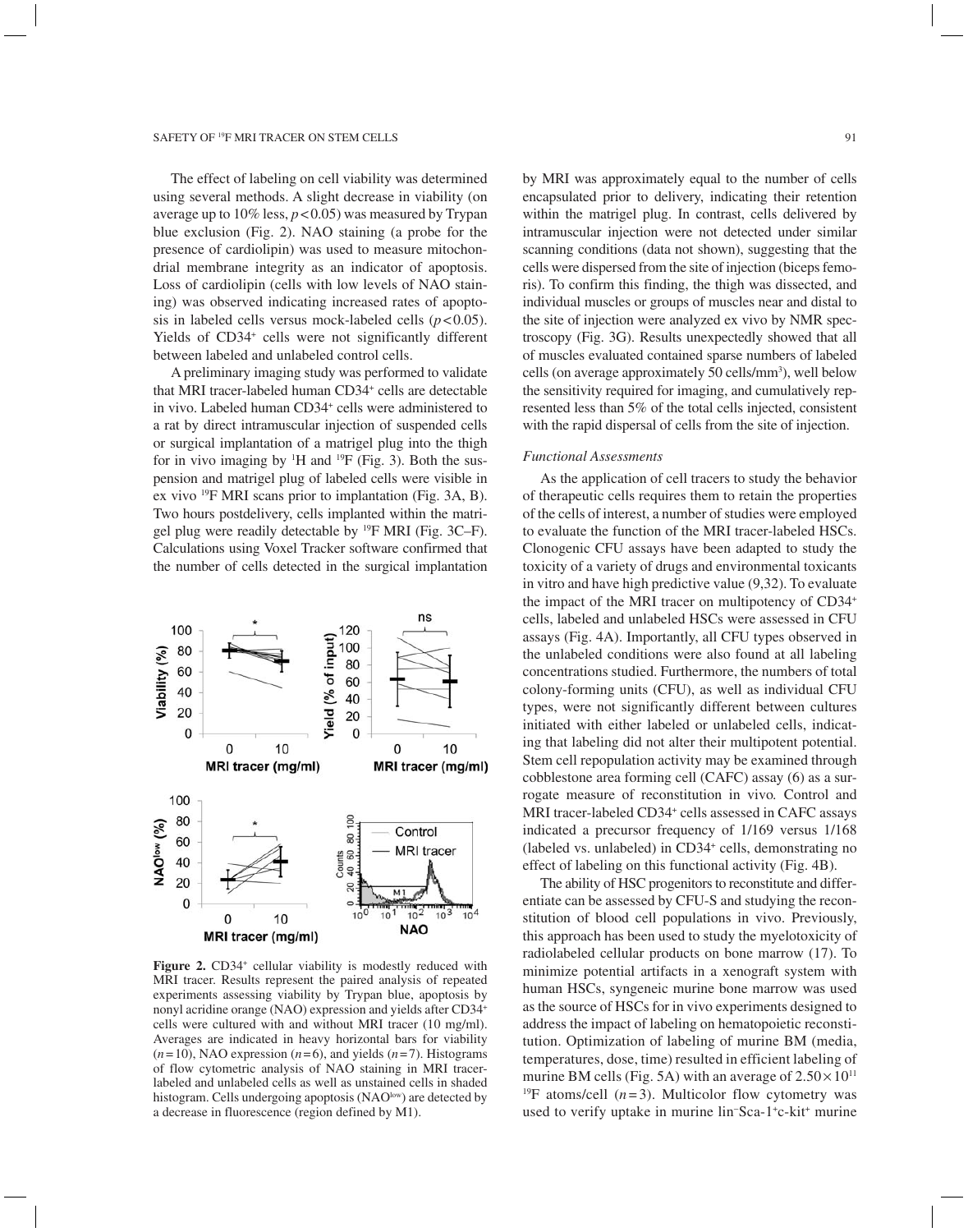The effect of labeling on cell viability was determined using several methods. A slight decrease in viability (on average up to 10% less, $p < 0.05$) was measured by Trypan blue exclusion (Fig. 2). NAO staining (a probe for the presence of cardiolipin) was used to measure mitochondrial membrane integrity as an indicator of apoptosis. Loss of cardiolipin (cells with low levels of NAO staining) was observed indicating increased rates of apoptosis in labeled cells versus mock-labeled cells ($p < 0.05$). Yields of CD34$^+$ cells were not significantly different between labeled and unlabeled control cells.

A preliminary imaging study was performed to validate that MRI tracer-labeled human CD34$^+$ cells are detectable in vivo. Labeled human CD34$^+$ cells were administered to a rat by direct intramuscular injection of suspended cells or surgical implantation of a matrigel plug into the thigh for in vivo imaging by $^1$H and $^{19}$F (Fig. 3). Both the suspension and matrigel plug of labeled cells were visible in ex vivo $^{19}$F MRI scans prior to implantation (Fig. 3A, B). Two hours postdelivery, cells implanted within the matrigel plug were readily detectable by $^{19}$F MRI (Fig. 3C–F). Calculations using Voxel Tracker software confirmed that the number of cells detected in the surgical implantation by MRI was approximately equal to the number of cells encapsulated prior to delivery, indicating their retention within the matrigel plug. In contrast, cells delivered by intramuscular injection were not detected under similar scanning conditions (data not shown), suggesting that the cells were dispersed from the site of injection (biceps femoris). To confirm this finding, the thigh was dissected, and individual muscles or groups of muscles near and distal to the site of injection were analyzed ex vivo by NMR spectroscopy (Fig. 3G). Results unexpectedly showed that all of muscles evaluated contained sparse numbers of labeled cells (on average approximately 50 cells/mm$^3$), well below the sensitivity required for imaging, and cumulatively represented less than 5% of the total cells injected, consistent with the rapid dispersal of cells from the site of injection.

**Figure 2.** CD34$^+$ cellular viability is modestly reduced with MRI tracer. Results represent the paired analysis of repeated experiments assessing viability by Trypan blue, apoptosis by nonyl acridine orange (NAO) expression and yields after CD34$^+$ cells were cultured with and without MRI tracer (10 mg/ml). Averages are indicated in heavy horizontal bars for viability ($n = 10$), NAO expression ($n = 6$), and yields ($n = 7$). Histograms of flow cytometric analysis of NAO staining in MRI tracer-labeled and unlabeled cells as well as unstained cells in shaded histogram. Cells undergoing apoptosis (NAO$^{low}$) are detected by a decrease in fluorescence (region defined by M1).

### *Functional Assessments*

As the application of cell tracers to study the behavior of therapeutic cells requires them to retain the properties of the cells of interest, a number of studies were employed to evaluate the function of the MRI tracer-labeled HSCs. Clonogenic CFU assays have been adapted to study the toxicity of a variety of drugs and environmental toxicants in vitro and have high predictive value (9,32). To evaluate the impact of the MRI tracer on multipotency of CD34$^+$ cells, labeled and unlabeled HSCs were assessed in CFU assays (Fig. 4A). Importantly, all CFU types observed in the unlabeled conditions were also found at all labeling concentrations studied. Furthermore, the numbers of total colony-forming units (CFU), as well as individual CFU types, were not significantly different between cultures initiated with either labeled or unlabeled cells, indicating that labeling did not alter their multipotent potential. Stem cell repopulation activity may be examined through cobblestone area forming cell (CAFC) assay (6) as a surrogate measure of reconstitution in vivo. Control and MRI tracer-labeled CD34$^+$ cells assessed in CAFC assays indicated a precursor frequency of 1/169 versus 1/168 (labeled vs. unlabeled) in CD34$^+$ cells, demonstrating no effect of labeling on this functional activity (Fig. 4B).

The ability of HSC progenitors to reconstitute and differentiate can be assessed by CFU-S and studying the reconstitution of blood cell populations in vivo. Previously, this approach has been used to study the myelotoxicity of radiolabeled cellular products on bone marrow (17). To minimize potential artifacts in a xenograft system with human HSCs, syngeneic murine bone marrow was used as the source of HSCs for in vivo experiments designed to address the impact of labeling on hematopoietic reconstitution. Optimization of labeling of murine BM (media, temperatures, dose, time) resulted in efficient labeling of murine BM cells (Fig. 5A) with an average of $2.50 \times 10^{11}$ $^{19}$F atoms/cell ($n = 3$). Multicolor flow cytometry was used to verify uptake in murine lin$^-$Sca-1$^+$c-kit$^+$ murine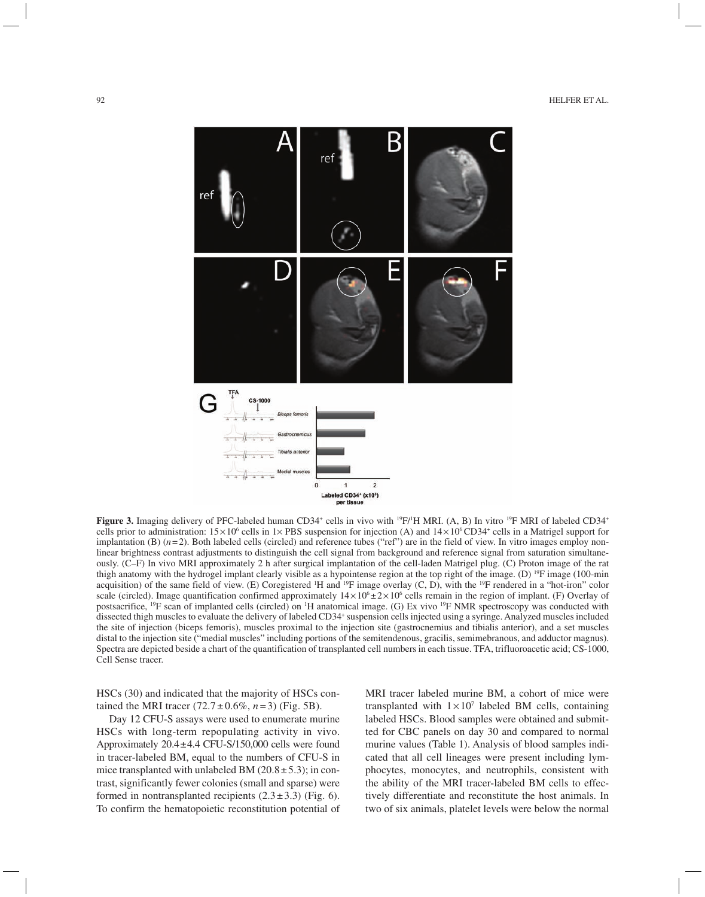**Figure 3.** Imaging delivery of PFC-labeled human CD34+ cells in vivo with $^{19}$F/$^{1}$H MRI. (A, B) In vitro $^{19}$F MRI of labeled CD34+ cells prior to administration: $15\times10^6$ cells in 1× PBS suspension for injection (A) and $14\times10^6$ CD34+ cells in a Matrigel support for implantation (B) ($n=2$). Both labeled cells (circled) and reference tubes ("ref") are in the field of view. In vitro images employ nonlinear brightness contrast adjustments to distinguish the cell signal from background and reference signal from saturation simultaneously. (C–F) In vivo MRI approximately 2 h after surgical implantation of the cell-laden Matrigel plug. (C) Proton image of the rat thigh anatomy with the hydrogel implant clearly visible as a hypointense region at the top right of the image. (D) $^{19}$F image (100-min acquisition) of the same field of view. (E) Coregistered $^{1}$H and $^{19}$F image overlay (C, D), with the $^{19}$F rendered in a "hot-iron" color scale (circled). Image quantification confirmed approximately $14\times10^6\pm2\times10^6$ cells remain in the region of implant. (F) Overlay of postsacrifice, $^{19}$F scan of implanted cells (circled) on $^{1}$H anatomical image. (G) Ex vivo $^{19}$F NMR spectroscopy was conducted with dissected thigh muscles to evaluate the delivery of labeled CD34+ suspension cells injected using a syringe. Analyzed muscles included the site of injection (biceps femoris), muscles proximal to the injection site (gastrocnemius and tibialis anterior), and a set muscles distal to the injection site ("medial muscles" including portions of the semitendenous, gracilis, semimebranous, and adductor magnus). Spectra are depicted beside a chart of the quantification of transplanted cell numbers in each tissue. TFA, trifluoroacetic acid; CS-1000, Cell Sense tracer.

HSCs (30) and indicated that the majority of HSCs contained the MRI tracer ($72.7\pm0.6\%$, $n=3$) (Fig. 5B).

Day 12 CFU-S assays were used to enumerate murine HSCs with long-term repopulating activity in vivo. Approximately $20.4\pm4.4$ CFU-S/150,000 cells were found in tracer-labeled BM, equal to the numbers of CFU-S in mice transplanted with unlabeled BM ($20.8\pm5.3$); in contrast, significantly fewer colonies (small and sparse) were formed in nontransplanted recipients ($2.3\pm3.3$) (Fig. 6). To confirm the hematopoietic reconstitution potential of MRI tracer labeled murine BM, a cohort of mice were transplanted with $1\times10^7$ labeled BM cells, containing labeled HSCs. Blood samples were obtained and submitted for CBC panels on day 30 and compared to normal murine values (Table 1). Analysis of blood samples indicated that all cell lineages were present including lymphocytes, monocytes, and neutrophils, consistent with the ability of the MRI tracer-labeled BM cells to effectively differentiate and reconstitute the host animals. In two of six animals, platelet levels were below the normal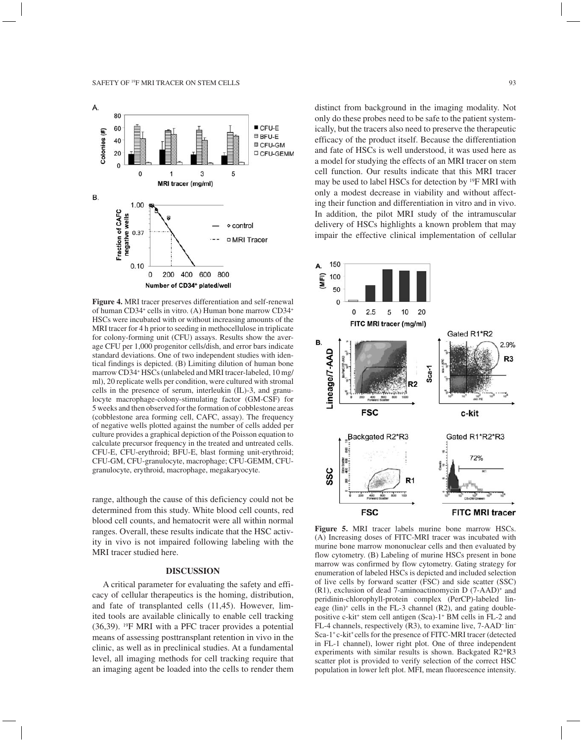**Figure 4.** MRI tracer preserves differentiation and self-renewal of human CD34⁺ cells in vitro. (A) Human bone marrow CD34⁺ HSCs were incubated with or without increasing amounts of the MRI tracer for 4 h prior to seeding in methocellulose in triplicate for colony-forming unit (CFU) assays. Results show the average CFU per 1,000 progenitor cells/dish, and error bars indicate standard deviations. One of two independent studies with identical findings is depicted. (B) Limiting dilution of human bone marrow CD34⁺ HSCs (unlabeled and MRI tracer-labeled, 10 mg/ml), 20 replicate wells per condition, were cultured with stromal cells in the presence of serum, interleukin (IL)-3, and granulocyte macrophage-colony-stimulating factor (GM-CSF) for 5 weeks and then observed for the formation of cobblestone areas (cobblestone area forming cell, CAFC, assay). The frequency of negative wells plotted against the number of cells added per culture provides a graphical depiction of the Poisson equation to calculate precursor frequency in the treated and untreated cells. CFU-E, CFU-erythroid; BFU-E, blast forming unit-erythroid; CFU-GM, CFU-granulocyte, macrophage; CFU-GEMM, CFU-granulocyte, erythroid, macrophage, megakaryocyte.

range, although the cause of this deficiency could not be determined from this study. White blood cell counts, red blood cell counts, and hematocrit were all within normal ranges. Overall, these results indicate that the HSC activity in vivo is not impaired following labeling with the MRI tracer studied here.

## DISCUSSION

A critical parameter for evaluating the safety and efficacy of cellular therapeutics is the homing, distribution, and fate of transplanted cells (11,45). However, limited tools are available clinically to enable cell tracking (36,39). $^{19}$F MRI with a PFC tracer provides a potential means of assessing posttransplant retention in vivo in the clinic, as well as in preclinical studies. At a fundamental level, all imaging methods for cell tracking require that an imaging agent be loaded into the cells to render them distinct from background in the imaging modality. Not only do these probes need to be safe to the patient systemically, but the tracers also need to preserve the therapeutic efficacy of the product itself. Because the differentiation and fate of HSCs is well understood, it was used here as a model for studying the effects of an MRI tracer on stem cell function. Our results indicate that this MRI tracer may be used to label HSCs for detection by $^{19}$F MRI with only a modest decrease in viability and without affecting their function and differentiation in vitro and in vivo. In addition, the pilot MRI study of the intramuscular delivery of HSCs highlights a known problem that may impair the effective clinical implementation of cellular

**Figure 5.** MRI tracer labels murine bone marrow HSCs. (A) Increasing doses of FITC-MRI tracer was incubated with murine bone marrow mononuclear cells and then evaluated by flow cytometry. (B) Labeling of murine HSCs present in bone marrow was confirmed by flow cytometry. Gating strategy for enumeration of labeled HSCs is depicted and included selection of live cells by forward scatter (FSC) and side scatter (SSC) (R1), exclusion of dead 7-aminoactinomycin D (7-AAD)⁺ and peridinin-chlorophyll-protein complex (PerCP)-labeled lineage (lin)⁺ cells in the FL-3 channel (R2), and gating double-positive c-kit⁺ stem cell antigen (Sca)-1⁺ BM cells in FL-2 and FL-4 channels, respectively (R3), to examine live, 7-AAD⁻ lin⁻ Sca-1⁺ c-kit⁺ cells for the presence of FITC-MRI tracer (detected in FL-1 channel), lower right plot. One of three independent experiments with similar results is shown. Backgated R2*R3 scatter plot is provided to verify selection of the correct HSC population in lower left plot. MFI, mean fluorescence intensity.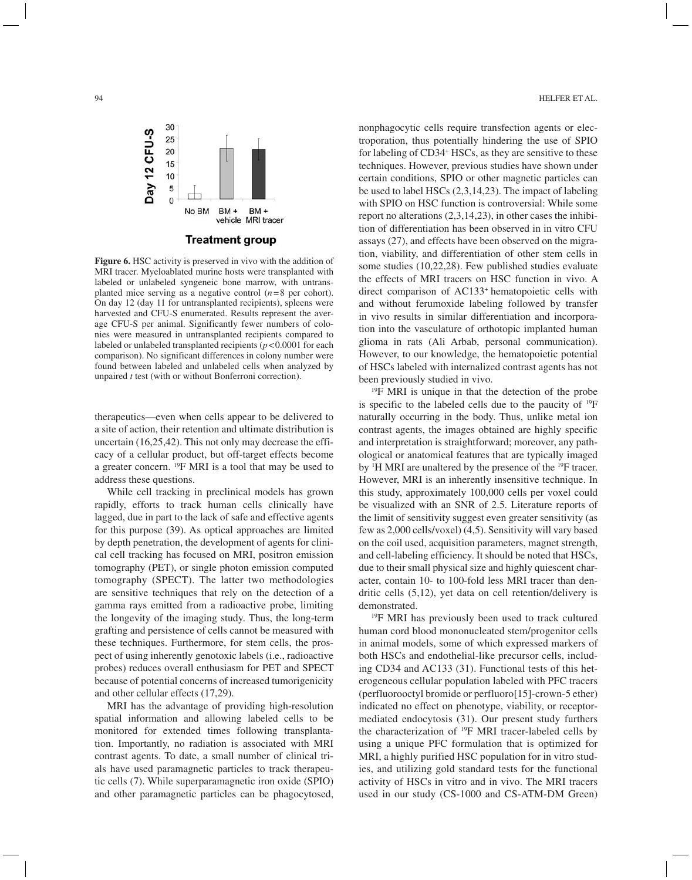**Figure 6.** HSC activity is preserved in vivo with the addition of MRI tracer. Myeloablated murine hosts were transplanted with labeled or unlabeled syngeneic bone marrow, with untransplanted mice serving as a negative control ($n = 8$ per cohort). On day 12 (day 11 for untransplanted recipients), spleens were harvested and CFU-S enumerated. Results represent the average CFU-S per animal. Significantly fewer numbers of colonies were measured in untransplanted recipients compared to labeled or unlabeled transplanted recipients ($p < 0.0001$ for each comparison). No significant differences in colony number were found between labeled and unlabeled cells when analyzed by unpaired *t* test (with or without Bonferroni correction).

therapeutics—even when cells appear to be delivered to a site of action, their retention and ultimate distribution is uncertain (16,25,42). This not only may decrease the efficacy of a cellular product, but off-target effects become a greater concern. $^{19}$F MRI is a tool that may be used to address these questions.

While cell tracking in preclinical models has grown rapidly, efforts to track human cells clinically have lagged, due in part to the lack of safe and effective agents for this purpose (39). As optical approaches are limited by depth penetration, the development of agents for clinical cell tracking has focused on MRI, positron emission tomography (PET), or single photon emission computed tomography (SPECT). The latter two methodologies are sensitive techniques that rely on the detection of a gamma rays emitted from a radioactive probe, limiting the longevity of the imaging study. Thus, the long-term grafting and persistence of cells cannot be measured with these techniques. Furthermore, for stem cells, the prospect of using inherently genotoxic labels (i.e., radioactive probes) reduces overall enthusiasm for PET and SPECT because of potential concerns of increased tumorigenicity and other cellular effects (17,29).

MRI has the advantage of providing high-resolution spatial information and allowing labeled cells to be monitored for extended times following transplantation. Importantly, no radiation is associated with MRI contrast agents. To date, a small number of clinical trials have used paramagnetic particles to track therapeutic cells (7). While superparamagnetic iron oxide (SPIO) and other paramagnetic particles can be phagocytosed, nonphagocytic cells require transfection agents or electroporation, thus potentially hindering the use of SPIO for labeling of CD34$^+$ HSCs, as they are sensitive to these techniques. However, previous studies have shown under certain conditions, SPIO or other magnetic particles can be used to label HSCs (2,3,14,23). The impact of labeling with SPIO on HSC function is controversial: While some report no alterations (2,3,14,23), in other cases the inhibition of differentiation has been observed in in vitro CFU assays (27), and effects have been observed on the migration, viability, and differentiation of other stem cells in some studies (10,22,28). Few published studies evaluate the effects of MRI tracers on HSC function in vivo. A direct comparison of AC133$^+$ hematopoietic cells with and without ferumoxide labeling followed by transfer in vivo results in similar differentiation and incorporation into the vasculature of orthotopic implanted human glioma in rats (Ali Arbab, personal communication). However, to our knowledge, the hematopoietic potential of HSCs labeled with internalized contrast agents has not been previously studied in vivo.

$^{19}$F MRI is unique in that the detection of the probe is specific to the labeled cells due to the paucity of $^{19}$F naturally occurring in the body. Thus, unlike metal ion contrast agents, the images obtained are highly specific and interpretation is straightforward; moreover, any pathological or anatomical features that are typically imaged by $^{1}$H MRI are unaltered by the presence of the $^{19}$F tracer. However, MRI is an inherently insensitive technique. In this study, approximately 100,000 cells per voxel could be visualized with an SNR of 2.5. Literature reports of the limit of sensitivity suggest even greater sensitivity (as few as 2,000 cells/voxel) (4,5). Sensitivity will vary based on the coil used, acquisition parameters, magnet strength, and cell-labeling efficiency. It should be noted that HSCs, due to their small physical size and highly quiescent character, contain 10- to 100-fold less MRI tracer than dendritic cells (5,12), yet data on cell retention/delivery is demonstrated.

$^{19}$F MRI has previously been used to track cultured human cord blood mononucleated stem/progenitor cells in animal models, some of which expressed markers of both HSCs and endothelial-like precursor cells, including CD34 and AC133 (31). Functional tests of this heterogeneous cellular population labeled with PFC tracers (perfluorooctyl bromide or perfluoro[15]-crown-5 ether) indicated no effect on phenotype, viability, or receptor-mediated endocytosis (31). Our present study furthers the characterization of $^{19}$F MRI tracer-labeled cells by using a unique PFC formulation that is optimized for MRI, a highly purified HSC population for in vitro studies, and utilizing gold standard tests for the functional activity of HSCs in vitro and in vivo. The MRI tracers used in our study (CS-1000 and CS-ATM-DM Green)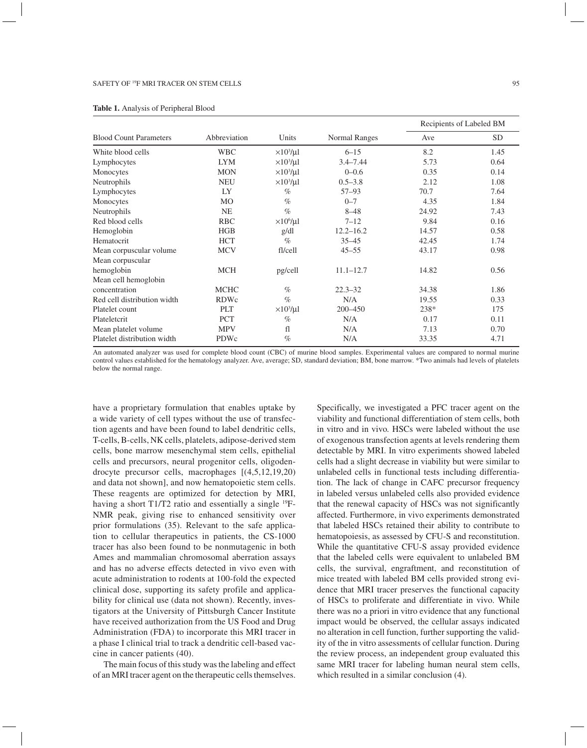**Table 1.** Analysis of Peripheral Blood

| Blood Count Parameters | Abbreviation | Units | Normal Ranges | Recipients of Labeled BM | |
|---|---|---|---|---|---|
| | | | | Ave | SD |
| White blood cells | WBC | $\times 10^3/\mu l$ | 6–15 | 8.2 | 1.45 |
| Lymphocytes | LYM | $\times 10^3/\mu l$ | 3.4–7.44 | 5.73 | 0.64 |
| Monocytes | MON | $\times 10^3/\mu l$ | 0–0.6 | 0.35 | 0.14 |
| Neutrophils | NEU | $\times 10^3/\mu l$ | 0.5–3.8 | 2.12 | 1.08 |
| Lymphocytes | LY | % | 57–93 | 70.7 | 7.64 |
| Monocytes | MO | % | 0–7 | 4.35 | 1.84 |
| Neutrophils | NE | % | 8–48 | 24.92 | 7.43 |
| Red blood cells | RBC | $\times 10^6/\mu l$ | 7–12 | 9.84 | 0.16 |
| Hemoglobin | HGB | g/dl | 12.2–16.2 | 14.57 | 0.58 |
| Hematocrit | HCT | % | 35–45 | 42.45 | 1.74 |
| Mean corpuscular volume | MCV | fl/cell | 45–55 | 43.17 | 0.98 |
| Mean corpuscular hemoglobin | MCH | pg/cell | 11.1–12.7 | 14.82 | 0.56 |
| Mean cell hemoglobin concentration | MCHC | % | 22.3–32 | 34.38 | 1.86 |
| Red cell distribution width | RDWc | % | N/A | 19.55 | 0.33 |
| Platelet count | PLT | $\times 10^3/\mu l$ | 200–450 | 238* | 175 |
| Plateletcrit | PCT | % | N/A | 0.17 | 0.11 |
| Mean platelet volume | MPV | fl | N/A | 7.13 | 0.70 |
| Platelet distribution width | PDWc | % | N/A | 33.35 | 4.71 |

An automated analyzer was used for complete blood count (CBC) of murine blood samples. Experimental values are compared to normal murine control values established for the hematology analyzer. Ave, average; SD, standard deviation; BM, bone marrow. *Two animals had levels of platelets below the normal range.

have a proprietary formulation that enables uptake by a wide variety of cell types without the use of transfection agents and have been found to label dendritic cells, T-cells, B-cells, NK cells, platelets, adipose-derived stem cells, bone marrow mesenchymal stem cells, epithelial cells and precursors, neural progenitor cells, oligodendrocyte precursor cells, macrophages [(4,5,12,19,20) and data not shown], and now hematopoietic stem cells. These reagents are optimized for detection by MRI, having a short T1/T2 ratio and essentially a single $^{19}$F-NMR peak, giving rise to enhanced sensitivity over prior formulations (35). Relevant to the safe application to cellular therapeutics in patients, the CS-1000 tracer has also been found to be nonmutagenic in both Ames and mammalian chromosomal aberration assays and has no adverse effects detected in vivo even with acute administration to rodents at 100-fold the expected clinical dose, supporting its safety profile and applicability for clinical use (data not shown). Recently, investigators at the University of Pittsburgh Cancer Institute have received authorization from the US Food and Drug Administration (FDA) to incorporate this MRI tracer in a phase I clinical trial to track a dendritic cell-based vaccine in cancer patients (40).

The main focus of this study was the labeling and effect of an MRI tracer agent on the therapeutic cells themselves. Specifically, we investigated a PFC tracer agent on the viability and functional differentiation of stem cells, both in vitro and in vivo. HSCs were labeled without the use of exogenous transfection agents at levels rendering them detectable by MRI. In vitro experiments showed labeled cells had a slight decrease in viability but were similar to unlabeled cells in functional tests including differentiation. The lack of change in CAFC precursor frequency in labeled versus unlabeled cells also provided evidence that the renewal capacity of HSCs was not significantly affected. Furthermore, in vivo experiments demonstrated that labeled HSCs retained their ability to contribute to hematopoiesis, as assessed by CFU-S and reconstitution. While the quantitative CFU-S assay provided evidence that the labeled cells were equivalent to unlabeled BM cells, the survival, engraftment, and reconstitution of mice treated with labeled BM cells provided strong evidence that MRI tracer preserves the functional capacity of HSCs to proliferate and differentiate in vivo. While there was no a priori in vitro evidence that any functional impact would be observed, the cellular assays indicated no alteration in cell function, further supporting the validity of the in vitro assessments of cellular function. During the review process, an independent group evaluated this same MRI tracer for labeling human neural stem cells, which resulted in a similar conclusion (4).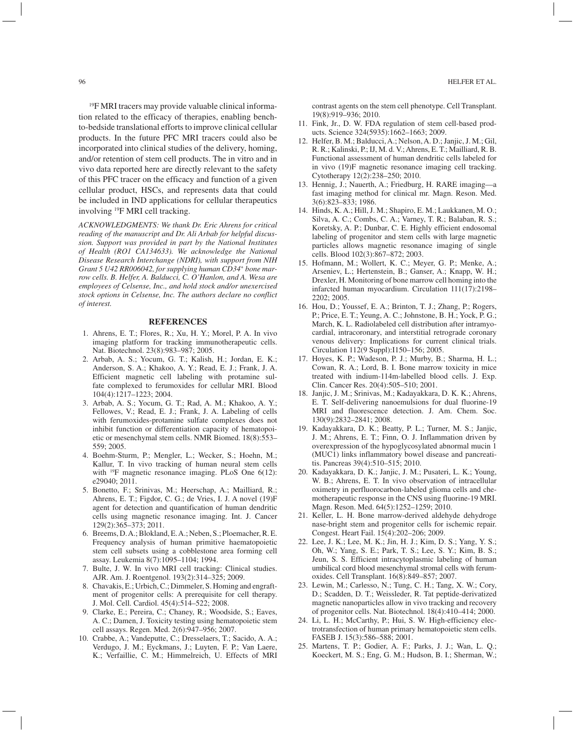$^{19}$F MRI tracers may provide valuable clinical information related to the efficacy of therapies, enabling bench-to-bedside translational efforts to improve clinical cellular products. In the future PFC MRI tracers could also be incorporated into clinical studies of the delivery, homing, and/or retention of stem cell products. The in vitro and in vivo data reported here are directly relevant to the safety of this PFC tracer on the efficacy and function of a given cellular product, HSCs, and represents data that could be included in IND applications for cellular therapeutics involving $^{19}$F MRI cell tracking.

*ACKNOWLEDGMENTS: We thank Dr. Eric Ahrens for critical reading of the manuscript and Dr. Ali Arbab for helpful discussion. Support was provided in part by the National Institutes of Health (RO1 CA134633). We acknowledge the National Disease Research Interchange (NDRI), with support from NIH Grant 5 U42 RR006042, for supplying human CD34$^{+}$ bone marrow cells. B. Helfer, A. Balducci, C. O'Hanlon, and A. Wesa are employees of Celsense, Inc., and hold stock and/or unexercised stock options in Celsense, Inc. The authors declare no conflict of interest.*

## REFERENCES

1. Ahrens, E. T.; Flores, R.; Xu, H. Y.; Morel, P. A. In vivo imaging platform for tracking immunotherapeutic cells. Nat. Biotechnol. 23(8):983–987; 2005.
2. Arbab, A. S.; Yocum, G. T.; Kalish, H.; Jordan, E. K.; Anderson, S. A.; Khakoo, A. Y.; Read, E. J.; Frank, J. A. Efficient magnetic cell labeling with protamine sulfate complexed to ferumoxides for cellular MRI. Blood 104(4):1217–1223; 2004.
3. Arbab, A. S.; Yocum, G. T.; Rad, A. M.; Khakoo, A. Y.; Fellowes, V.; Read, E. J.; Frank, J. A. Labeling of cells with ferumoxides-protamine sulfate complexes does not inhibit function or differentiation capacity of hematopoietic or mesenchymal stem cells. NMR Biomed. 18(8):553–559; 2005.
4. Boehm-Sturm, P.; Mengler, L.; Wecker, S.; Hoehn, M.; Kallur, T. In vivo tracking of human neural stem cells with $^{19}$F magnetic resonance imaging. PLoS One 6(12): e29040; 2011.
5. Bonetto, F.; Srinivas, M.; Heerschap, A.; Mailliard, R.; Ahrens, E. T.; Figdor, C. G.; de Vries, I. J. A novel (19)F agent for detection and quantification of human dendritic cells using magnetic resonance imaging. Int. J. Cancer 129(2):365–373; 2011.
6. Breems, D. A.; Blokland, E. A.; Neben, S.; Ploemacher, R. E. Frequency analysis of human primitive haematopoietic stem cell subsets using a cobblestone area forming cell assay. Leukemia 8(7):1095–1104; 1994.
7. Bulte, J. W. In vivo MRI cell tracking: Clinical studies. AJR. Am. J. Roentgenol. 193(2):314–325; 2009.
8. Chavakis, E.; Urbich, C.; Dimmeler, S. Homing and engraftment of progenitor cells: A prerequisite for cell therapy. J. Mol. Cell. Cardiol. 45(4):514–522; 2008.
9. Clarke, E.; Pereira, C.; Chaney, R.; Woodside, S.; Eaves, A. C.; Damen, J. Toxicity testing using hematopoietic stem cell assays. Regen. Med. 2(6):947–956; 2007.
10. Crabbe, A.; Vandeputte, C.; Dresselaers, T.; Sacido, A. A.; Verdugo, J. M.; Eyckmans, J.; Luyten, F. P.; Van Laere, K.; Verfaillie, C. M.; Himmelreich, U. Effects of MRI contrast agents on the stem cell phenotype. Cell Transplant. 19(8):919–936; 2010.
11. Fink, Jr., D. W. FDA regulation of stem cell-based products. Science 324(5935):1662–1663; 2009.
12. Helfer, B. M.; Balducci, A.; Nelson, A. D.; Janjic, J. M.; Gil, R. R.; Kalinski, P.; IJ, M. d. V.; Ahrens, E. T.; Mailliard, R. B. Functional assessment of human dendritic cells labeled for in vivo (19)F magnetic resonance imaging cell tracking. Cytotherapy 12(2):238–250; 2010.
13. Hennig, J.; Nauerth, A.; Friedburg, H. RARE imaging—a fast imaging method for clinical mr. Magn. Reson. Med. 3(6):823–833; 1986.
14. Hinds, K. A.; Hill, J. M.; Shapiro, E. M.; Laukkanen, M. O.; Silva, A. C.; Combs, C. A.; Varney, T. R.; Balaban, R. S.; Koretsky, A. P.; Dunbar, C. E. Highly efficient endosomal labeling of progenitor and stem cells with large magnetic particles allows magnetic resonance imaging of single cells. Blood 102(3):867–872; 2003.
15. Hofmann, M.; Wollert, K. C.; Meyer, G. P.; Menke, A.; Arseniev, L.; Hertenstein, B.; Ganser, A.; Knapp, W. H.; Drexler, H. Monitoring of bone marrow cell homing into the infarcted human myocardium. Circulation 111(17):2198–2202; 2005.
16. Hou, D.; Youssef, E. A.; Brinton, T. J.; Zhang, P.; Rogers, P.; Price, E. T.; Yeung, A. C.; Johnstone, B. H.; Yock, P. G.; March, K. L. Radiolabeled cell distribution after intramyocardial, intracoronary, and interstitial retrograde coronary venous delivery: Implications for current clinical trials. Circulation 112(9 Suppl):I150–156; 2005.
17. Hoyes, K. P.; Wadeson, P. J.; Murby, B.; Sharma, H. L.; Cowan, R. A.; Lord, B. I. Bone marrow toxicity in mice treated with indium-114m-labelled blood cells. J. Exp. Clin. Cancer Res. 20(4):505–510; 2001.
18. Janjic, J. M.; Srinivas, M.; Kadayakkara, D. K. K.; Ahrens, E. T. Self-delivering nanoemulsions for dual fluorine-19 MRI and fluorescence detection. J. Am. Chem. Soc. 130(9):2832–2841; 2008.
19. Kadayakkara, D. K.; Beatty, P. L.; Turner, M. S.; Janjic, J. M.; Ahrens, E. T.; Finn, O. J. Inflammation driven by overexpression of the hypoglycosylated abnormal mucin 1 (MUC1) links inflammatory bowel disease and pancreatitis. Pancreas 39(4):510–515; 2010.
20. Kadayakkara, D. K.; Janjic, J. M.; Pusateri, L. K.; Young, W. B.; Ahrens, E. T. In vivo observation of intracellular oximetry in perfluorocarbon-labeled glioma cells and chemotherapeutic response in the CNS using fluorine-19 MRI. Magn. Reson. Med. 64(5):1252–1259; 2010.
21. Keller, L. H. Bone marrow-derived aldehyde dehydrogenase-bright stem and progenitor cells for ischemic repair. Congest. Heart Fail. 15(4):202–206; 2009.
22. Lee, J. K.; Lee, M. K.; Jin, H. J.; Kim, D. S.; Yang, Y. S.; Oh, W.; Yang, S. E.; Park, T. S.; Lee, S. Y.; Kim, B. S.; Jeun, S. S. Efficient intracytoplasmic labeling of human umbilical cord blood mesenchymal stromal cells with ferumoxides. Cell Transplant. 16(8):849–857; 2007.
23. Lewin, M.; Carlesso, N.; Tung, C. H.; Tang, X. W.; Cory, D.; Scadden, D. T.; Weissleder, R. Tat peptide-derivatized magnetic nanoparticles allow in vivo tracking and recovery of progenitor cells. Nat. Biotechnol. 18(4):410–414; 2000.
24. Li, L. H.; McCarthy, P.; Hui, S. W. High-efficiency electrotransfection of human primary hematopoietic stem cells. FASEB J. 15(3):586–588; 2001.
25. Martens, T. P.; Godier, A. F.; Parks, J. J.; Wan, L. Q.; Koeckert, M. S.; Eng, G. M.; Hudson, B. I.; Sherman, W.;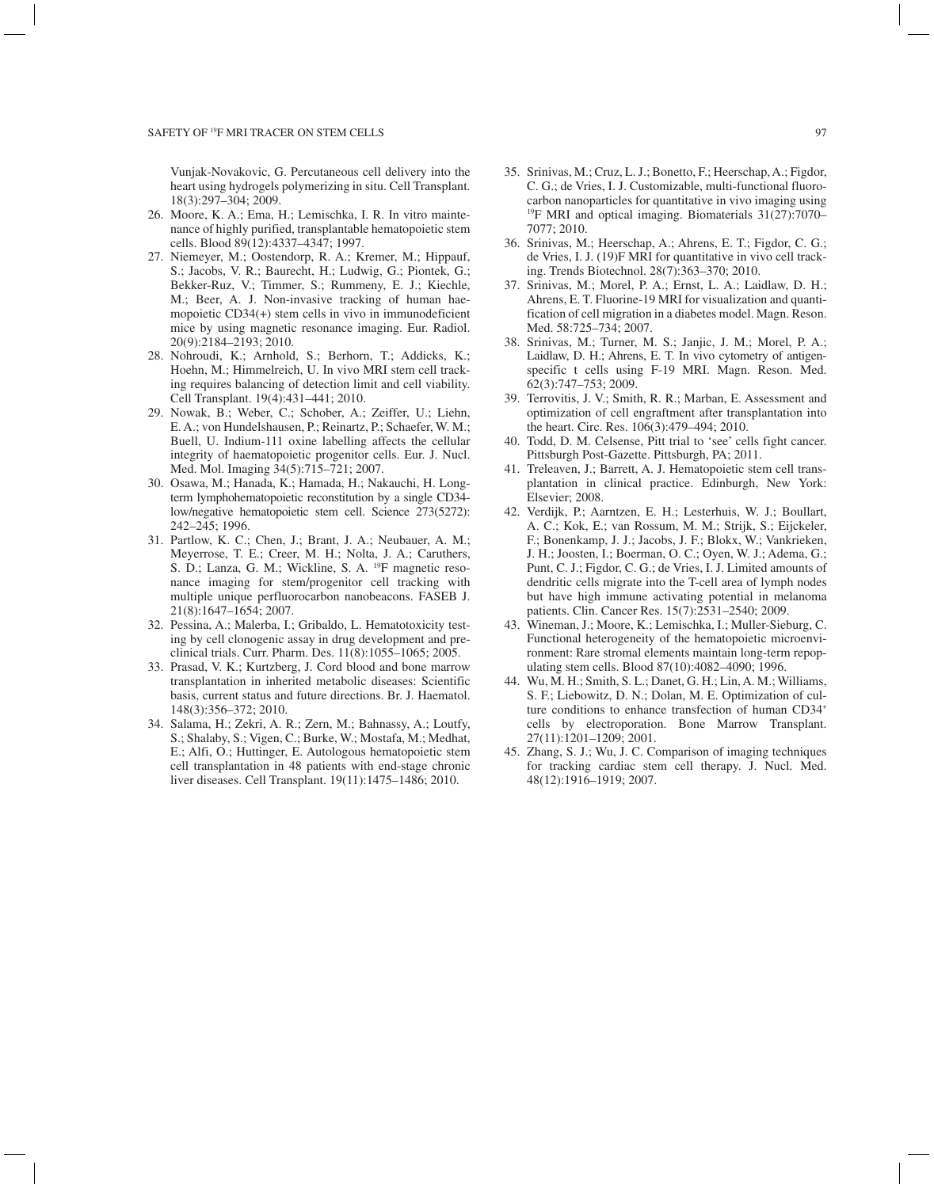Vunjak-Novakovic, G. Percutaneous cell delivery into the heart using hydrogels polymerizing in situ. Cell Transplant. 18(3):297–304; 2009.

26. Moore, K. A.; Ema, H.; Lemischka, I. R. In vitro maintenance of highly purified, transplantable hematopoietic stem cells. Blood 89(12):4337–4347; 1997.
27. Niemeyer, M.; Oostendorp, R. A.; Kremer, M.; Hippauf, S.; Jacobs, V. R.; Baurecht, H.; Ludwig, G.; Piontek, G.; Bekker-Ruz, V.; Timmer, S.; Rummeny, E. J.; Kiechle, M.; Beer, A. J. Non-invasive tracking of human haemopoietic CD34(+) stem cells in vivo in immunodeficient mice by using magnetic resonance imaging. Eur. Radiol. 20(9):2184–2193; 2010.
28. Nohroudi, K.; Arnhold, S.; Berhorn, T.; Addicks, K.; Hoehn, M.; Himmelreich, U. In vivo MRI stem cell tracking requires balancing of detection limit and cell viability. Cell Transplant. 19(4):431–441; 2010.
29. Nowak, B.; Weber, C.; Schober, A.; Zeiffer, U.; Liehn, E. A.; von Hundelshausen, P.; Reinartz, P.; Schaefer, W. M.; Buell, U. Indium-111 oxine labelling affects the cellular integrity of haematopoietic progenitor cells. Eur. J. Nucl. Med. Mol. Imaging 34(5):715–721; 2007.
30. Osawa, M.; Hanada, K.; Hamada, H.; Nakauchi, H. Long-term lymphohematopoietic reconstitution by a single CD34-low/negative hematopoietic stem cell. Science 273(5272): 242–245; 1996.
31. Partlow, K. C.; Chen, J.; Brant, J. A.; Neubauer, A. M.; Meyerrose, T. E.; Creer, M. H.; Nolta, J. A.; Caruthers, S. D.; Lanza, G. M.; Wickline, S. A. $^{19}$F magnetic resonance imaging for stem/progenitor cell tracking with multiple unique perfluorocarbon nanobeacons. FASEB J. 21(8):1647–1654; 2007.
32. Pessina, A.; Malerba, I.; Gribaldo, L. Hematotoxicity testing by cell clonogenic assay in drug development and preclinical trials. Curr. Pharm. Des. 11(8):1055–1065; 2005.
33. Prasad, V. K.; Kurtzberg, J. Cord blood and bone marrow transplantation in inherited metabolic diseases: Scientific basis, current status and future directions. Br. J. Haematol. 148(3):356–372; 2010.
34. Salama, H.; Zekri, A. R.; Zern, M.; Bahnassy, A.; Loutfy, S.; Shalaby, S.; Vigen, C.; Burke, W.; Mostafa, M.; Medhat, E.; Alfi, O.; Huttinger, E. Autologous hematopoietic stem cell transplantation in 48 patients with end-stage chronic liver diseases. Cell Transplant. 19(11):1475–1486; 2010.
35. Srinivas, M.; Cruz, L. J.; Bonetto, F.; Heerschap, A.; Figdor, C. G.; de Vries, I. J. Customizable, multi-functional fluorocarbon nanoparticles for quantitative in vivo imaging using $^{19}$F MRI and optical imaging. Biomaterials 31(27):7070–7077; 2010.
36. Srinivas, M.; Heerschap, A.; Ahrens, E. T.; Figdor, C. G.; de Vries, I. J. (19)F MRI for quantitative in vivo cell tracking. Trends Biotechnol. 28(7):363–370; 2010.
37. Srinivas, M.; Morel, P. A.; Ernst, L. A.; Laidlaw, D. H.; Ahrens, E. T. Fluorine-19 MRI for visualization and quantification of cell migration in a diabetes model. Magn. Reson. Med. 58:725–734; 2007.
38. Srinivas, M.; Turner, M. S.; Janjic, J. M.; Morel, P. A.; Laidlaw, D. H.; Ahrens, E. T. In vivo cytometry of antigen-specific t cells using F-19 MRI. Magn. Reson. Med. 62(3):747–753; 2009.
39. Terrovitis, J. V.; Smith, R. R.; Marban, E. Assessment and optimization of cell engraftment after transplantation into the heart. Circ. Res. 106(3):479–494; 2010.
40. Todd, D. M. Celsense, Pitt trial to 'see' cells fight cancer. Pittsburgh Post-Gazette. Pittsburgh, PA; 2011.
41. Treleaven, J.; Barrett, A. J. Hematopoietic stem cell transplantation in clinical practice. Edinburgh, New York: Elsevier; 2008.
42. Verdijk, P.; Aarntzen, E. H.; Lesterhuis, W. J.; Boullart, A. C.; Kok, E.; van Rossum, M. M.; Strijk, S.; Eijckeler, F.; Bonenkamp, J. J.; Jacobs, J. F.; Blokx, W.; Vankrieken, J. H.; Joosten, I.; Boerman, O. C.; Oyen, W. J.; Adema, G.; Punt, C. J.; Figdor, C. G.; de Vries, I. J. Limited amounts of dendritic cells migrate into the T-cell area of lymph nodes but have high immune activating potential in melanoma patients. Clin. Cancer Res. 15(7):2531–2540; 2009.
43. Wineman, J.; Moore, K.; Lemischka, I.; Muller-Sieburg, C. Functional heterogeneity of the hematopoietic microenvironment: Rare stromal elements maintain long-term repopulating stem cells. Blood 87(10):4082–4090; 1996.
44. Wu, M. H.; Smith, S. L.; Danet, G. H.; Lin, A. M.; Williams, S. F.; Liebowitz, D. N.; Dolan, M. E. Optimization of culture conditions to enhance transfection of human CD34$^{+}$ cells by electroporation. Bone Marrow Transplant. 27(11):1201–1209; 2001.
45. Zhang, S. J.; Wu, J. C. Comparison of imaging techniques for tracking cardiac stem cell therapy. J. Nucl. Med. 48(12):1916–1919; 2007.